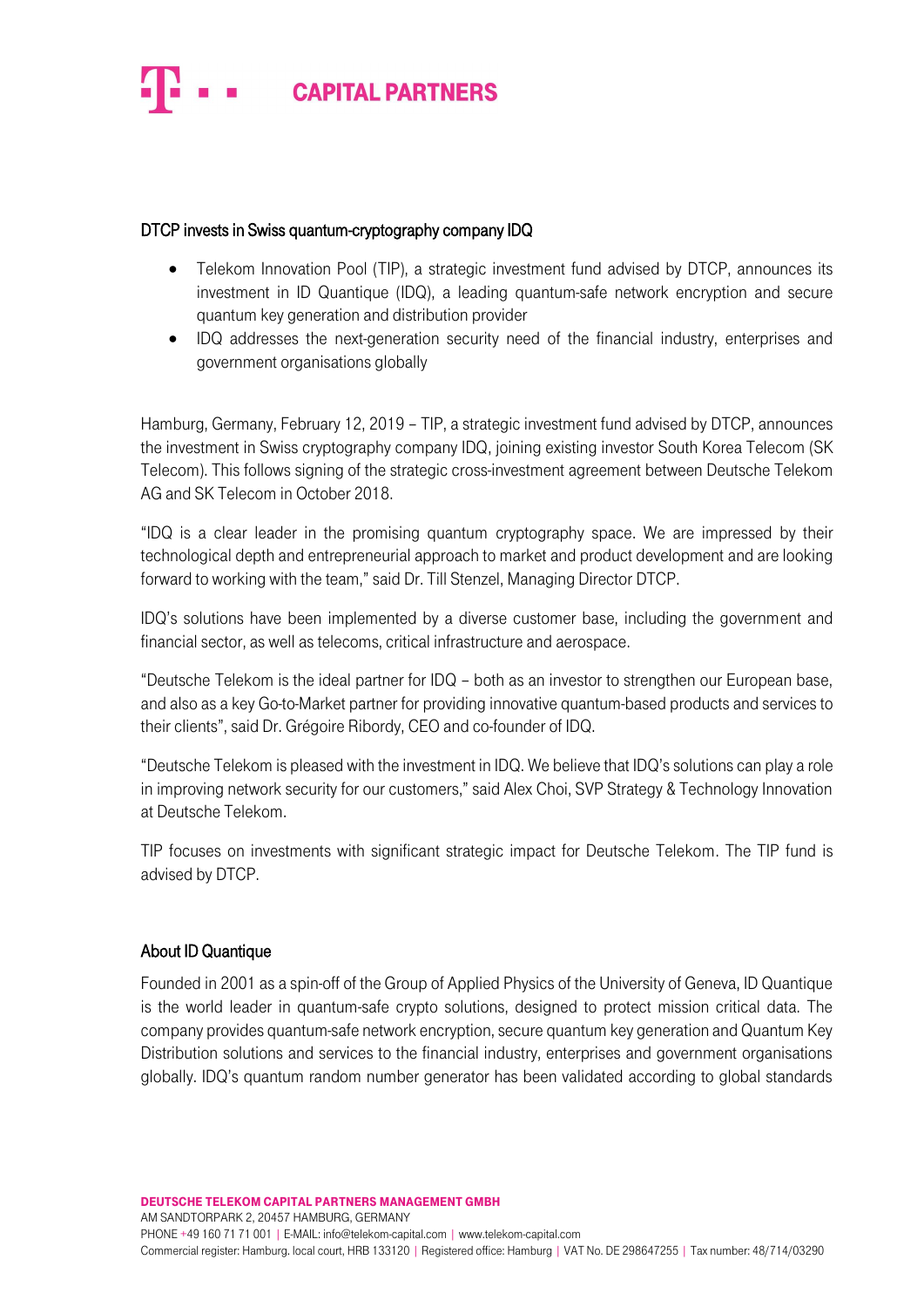# CAPITAL PARTNERS

## DTCP invests in Swiss quantum-cryptography company IDQ

- Telekom Innovation Pool (TIP), a strategic investment fund advised by DTCP, announces its investment in ID Quantique (IDQ), a leading quantum-safe network encryption and secure quantum key generation and distribution provider
- IDQ addresses the next-generation security need of the financial industry, enterprises and government organisations globally

Hamburg, Germany, February 12, 2019 – TIP, a strategic investment fund advised by DTCP, announces the investment in Swiss cryptography company IDQ, joining existing investor South Korea Telecom (SK Telecom). This follows signing of the strategic cross-investment agreement between Deutsche Telekom AG and SK Telecom in October 2018.

"IDQ is a clear leader in the promising quantum cryptography space. We are impressed by their technological depth and entrepreneurial approach to market and product development and are looking forward to working with the team," said Dr. Till Stenzel, Managing Director DTCP.

IDQ's solutions have been implemented by a diverse customer base, including the government and financial sector, as well as telecoms, critical infrastructure and aerospace.

"Deutsche Telekom is the ideal partner for IDQ – both as an investor to strengthen our European base, and also as a key Go-to-Market partner for providing innovative quantum-based products and services to their clients", said Dr. Grégoire Ribordy, CEO and co-founder of IDQ.

"Deutsche Telekom is pleased with the investment in IDQ. We believe that IDQ's solutions can play a role in improving network security for our customers," said Alex Choi, SVP Strategy & Technology Innovation at Deutsche Telekom.

TIP focuses on investments with significant strategic impact for Deutsche Telekom. The TIP fund is advised by DTCP.

## About ID Quantique

Founded in 2001 as a spin-off of the Group of Applied Physics of the University of Geneva, ID Quantique is the world leader in quantum-safe crypto solutions, designed to protect mission critical data. The company provides quantum-safe network encryption, secure quantum key generation and Quantum Key Distribution solutions and services to the financial industry, enterprises and government organisations globally. IDQ's quantum random number generator has been validated according to global standards

DEUTSCHE TELEKOM CAPITAL PARTNERS MANAGEMENT GMBH
AM SANDTORPARK 2, 20457 HAMBURG, GERMANY
PHONE +49 160 71 71 001 | E-MAIL: info@telekom-capital.com | www.telekom-capital.com
Commercial register: Hamburg. local court, HRB 133120 | Registered office: Hamburg | VAT No. DE 298647255 | Tax number: 48/714/03290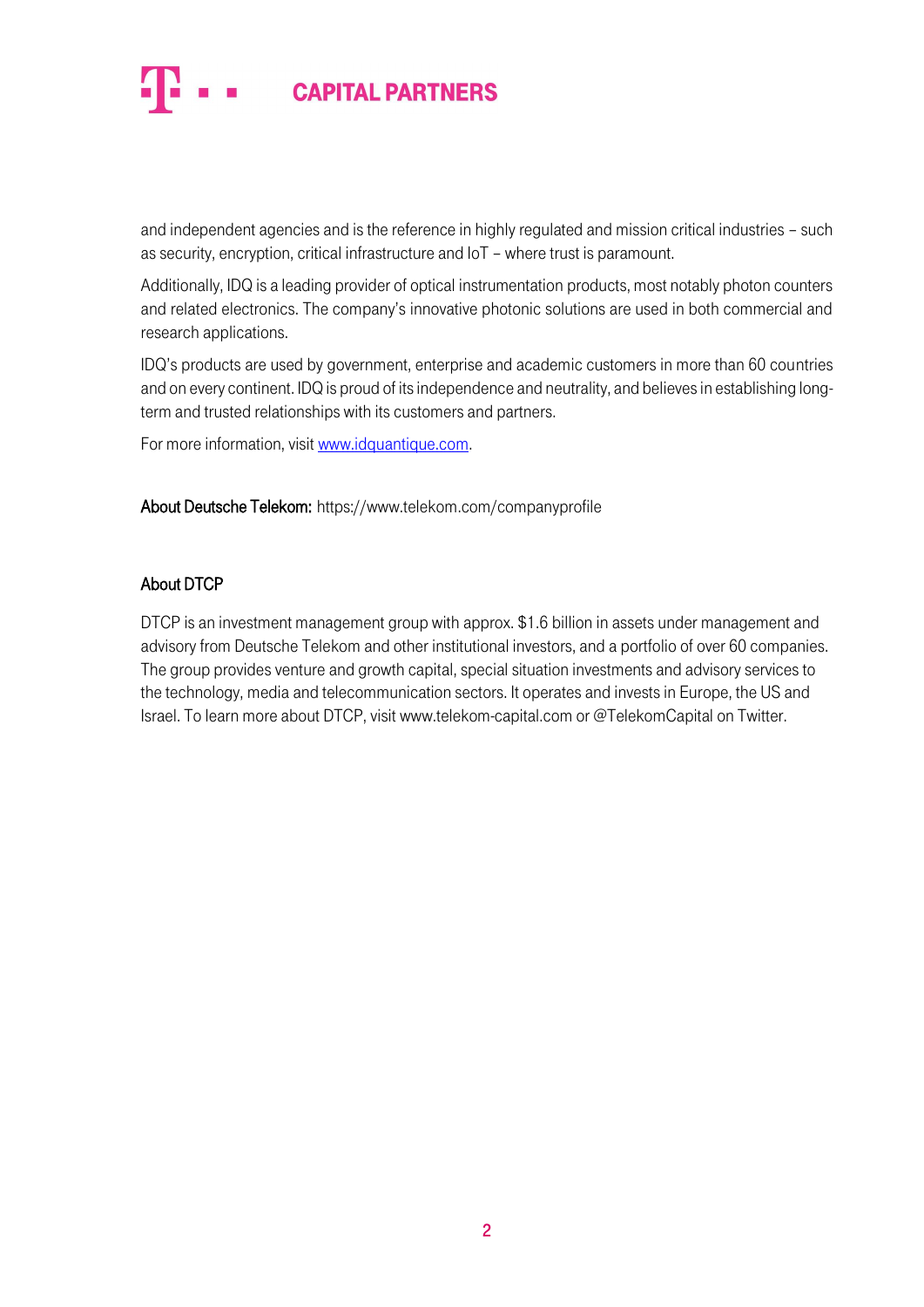and independent agencies and is the reference in highly regulated and mission critical industries – such as security, encryption, critical infrastructure and IoT – where trust is paramount.

Additionally, IDQ is a leading provider of optical instrumentation products, most notably photon counters and related electronics. The company's innovative photonic solutions are used in both commercial and research applications.

IDQ's products are used by government, enterprise and academic customers in more than 60 countries and on every continent. IDQ is proud of its independence and neutrality, and believes in establishing long-term and trusted relationships with its customers and partners.

For more information, visit www.idquantique.com.

**About Deutsche Telekom:** https://www.telekom.com/companyprofile

## About DTCP

DTCP is an investment management group with approx. $1.6 billion in assets under management and advisory from Deutsche Telekom and other institutional investors, and a portfolio of over 60 companies. The group provides venture and growth capital, special situation investments and advisory services to the technology, media and telecommunication sectors. It operates and invests in Europe, the US and Israel. To learn more about DTCP, visit www.telekom-capital.com or @TelekomCapital on Twitter.